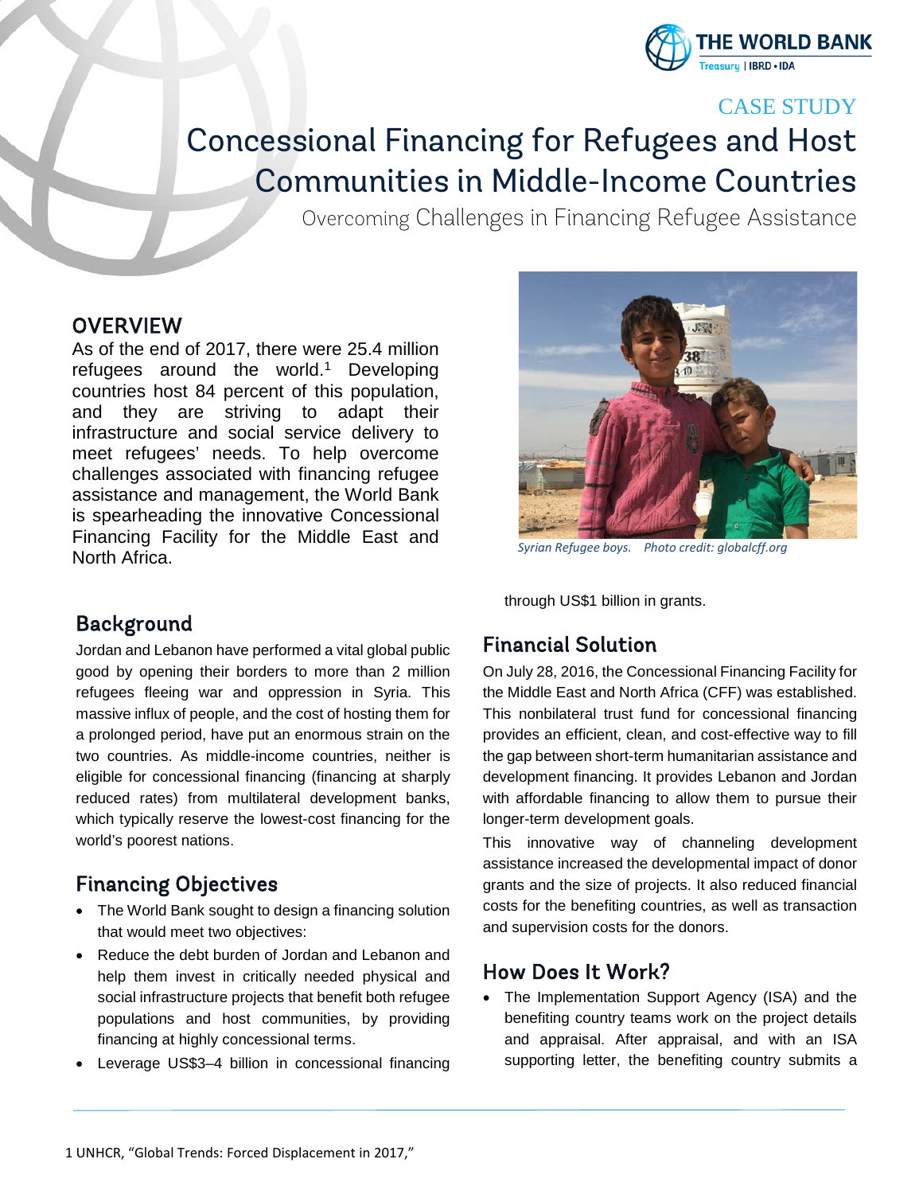CASE STUDY

# Concessional Financing for Refugees and Host Communities in Middle-Income Countries

Overcoming Challenges in Financing Refugee Assistance

## OVERVIEW

As of the end of 2017, there were 25.4 million refugees around the world.[1] Developing countries host 84 percent of this population, and they are striving to adapt their infrastructure and social service delivery to meet refugees' needs. To help overcome challenges associated with financing refugee assistance and management, the World Bank is spearheading the innovative Concessional Financing Facility for the Middle East and North Africa.

*Syrian Refugee boys. Photo credit: globalcff.org*

## Background

Jordan and Lebanon have performed a vital global public good by opening their borders to more than 2 million refugees fleeing war and oppression in Syria. This massive influx of people, and the cost of hosting them for a prolonged period, have put an enormous strain on the two countries. As middle-income countries, neither is eligible for concessional financing (financing at sharply reduced rates) from multilateral development banks, which typically reserve the lowest-cost financing for the world's poorest nations.

## Financing Objectives

- The World Bank sought to design a financing solution that would meet two objectives:
- Reduce the debt burden of Jordan and Lebanon and help them invest in critically needed physical and social infrastructure projects that benefit both refugee populations and host communities, by providing financing at highly concessional terms.
- Leverage US$3–4 billion in concessional financing through US$1 billion in grants.

## Financial Solution

On July 28, 2016, the Concessional Financing Facility for the Middle East and North Africa (CFF) was established. This nonbilateral trust fund for concessional financing provides an efficient, clean, and cost-effective way to fill the gap between short-term humanitarian assistance and development financing. It provides Lebanon and Jordan with affordable financing to allow them to pursue their longer-term development goals.

This innovative way of channeling development assistance increased the developmental impact of donor grants and the size of projects. It also reduced financial costs for the benefiting countries, as well as transaction and supervision costs for the donors.

## How Does It Work?

- The Implementation Support Agency (ISA) and the benefiting country teams work on the project details and appraisal. After appraisal, and with an ISA supporting letter, the benefiting country submits a

1 UNHCR, "Global Trends: Forced Displacement in 2017,"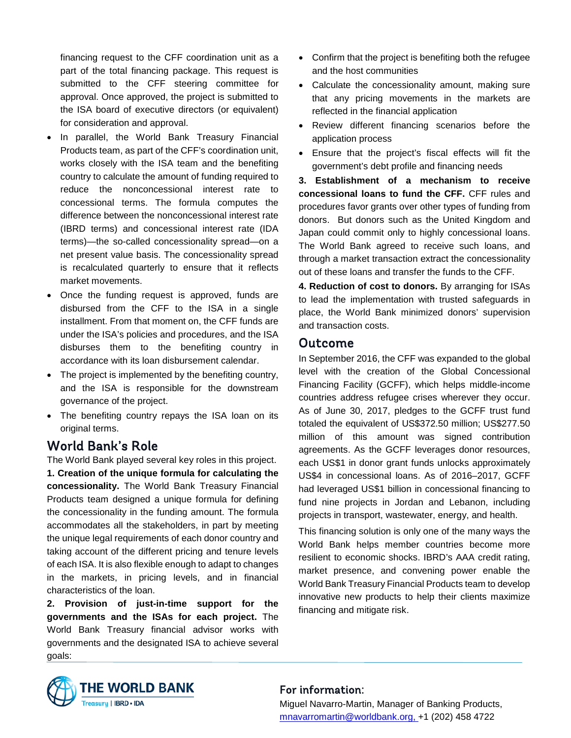financing request to the CFF coordination unit as a part of the total financing package. This request is submitted to the CFF steering committee for approval. Once approved, the project is submitted to the ISA board of executive directors (or equivalent) for consideration and approval.

- In parallel, the World Bank Treasury Financial Products team, as part of the CFF's coordination unit, works closely with the ISA team and the benefiting country to calculate the amount of funding required to reduce the nonconcessional interest rate to concessional terms. The formula computes the difference between the nonconcessional interest rate (IBRD terms) and concessional interest rate (IDA terms)—the so-called concessionality spread—on a net present value basis. The concessionality spread is recalculated quarterly to ensure that it reflects market movements.
- Once the funding request is approved, funds are disbursed from the CFF to the ISA in a single installment. From that moment on, the CFF funds are under the ISA's policies and procedures, and the ISA disburses them to the benefiting country in accordance with its loan disbursement calendar.
- The project is implemented by the benefiting country, and the ISA is responsible for the downstream governance of the project.
- The benefiting country repays the ISA loan on its original terms.

## World Bank's Role

The World Bank played several key roles in this project.

**1. Creation of the unique formula for calculating the concessionality.** The World Bank Treasury Financial Products team designed a unique formula for defining the concessionality in the funding amount. The formula accommodates all the stakeholders, in part by meeting the unique legal requirements of each donor country and taking account of the different pricing and tenure levels of each ISA. It is also flexible enough to adapt to changes in the markets, in pricing levels, and in financial characteristics of the loan.

**2. Provision of just-in-time support for the governments and the ISAs for each project.** The World Bank Treasury financial advisor works with governments and the designated ISA to achieve several goals:

- Confirm that the project is benefiting both the refugee and the host communities
- Calculate the concessionality amount, making sure that any pricing movements in the markets are reflected in the financial application
- Review different financing scenarios before the application process
- Ensure that the project's fiscal effects will fit the government's debt profile and financing needs

**3. Establishment of a mechanism to receive concessional loans to fund the CFF.** CFF rules and procedures favor grants over other types of funding from donors. But donors such as the United Kingdom and Japan could commit only to highly concessional loans. The World Bank agreed to receive such loans, and through a market transaction extract the concessionality out of these loans and transfer the funds to the CFF.

**4. Reduction of cost to donors.** By arranging for ISAs to lead the implementation with trusted safeguards in place, the World Bank minimized donors' supervision and transaction costs.

## Outcome

In September 2016, the CFF was expanded to the global level with the creation of the Global Concessional Financing Facility (GCFF), which helps middle-income countries address refugee crises wherever they occur. As of June 30, 2017, pledges to the GCFF trust fund totaled the equivalent of US$372.50 million; US$277.50 million of this amount was signed contribution agreements. As the GCFF leverages donor resources, each US$1 in donor grant funds unlocks approximately US$4 in concessional loans. As of 2016–2017, GCFF had leveraged US$1 billion in concessional financing to fund nine projects in Jordan and Lebanon, including projects in transport, wastewater, energy, and health.

This financing solution is only one of the many ways the World Bank helps member countries become more resilient to economic shocks. IBRD's AAA credit rating, market presence, and convening power enable the World Bank Treasury Financial Products team to develop innovative new products to help their clients maximize financing and mitigate risk.

THE WORLD BANK
Treasury | IBRD • IDA

### For information:

Miguel Navarro-Martin, Manager of Banking Products, mnavarromartin@worldbank.org, +1 (202) 458 4722